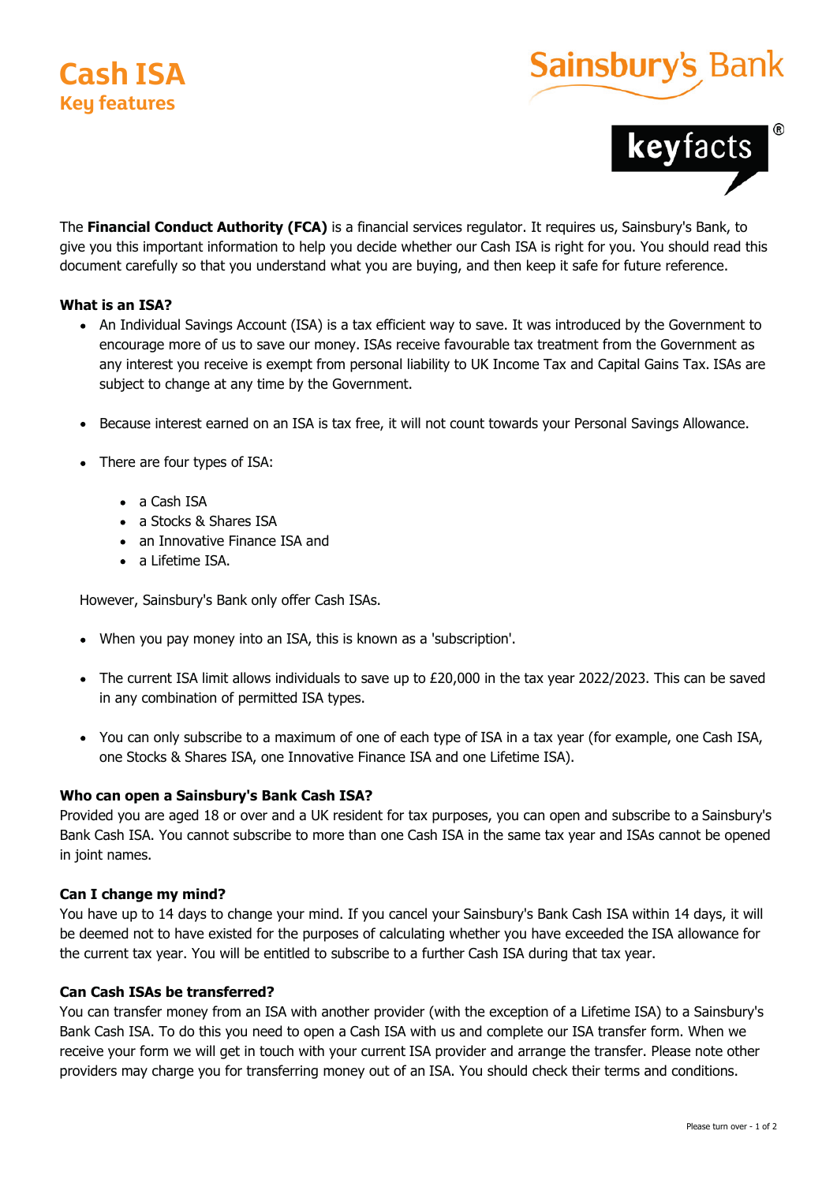# Cash ISA

## Key features

Sainsbury's Bank

keyfacts®

The **Financial Conduct Authority (FCA)** is a financial services regulator. It requires us, Sainsbury's Bank, to give you this important information to help you decide whether our Cash ISA is right for you. You should read this document carefully so that you understand what you are buying, and then keep it safe for future reference.

**What is an ISA?**

- An Individual Savings Account (ISA) is a tax efficient way to save. It was introduced by the Government to encourage more of us to save our money. ISAs receive favourable tax treatment from the Government as any interest you receive is exempt from personal liability to UK Income Tax and Capital Gains Tax. ISAs are subject to change at any time by the Government.
- Because interest earned on an ISA is tax free, it will not count towards your Personal Savings Allowance.
- There are four types of ISA:
  - a Cash ISA
  - a Stocks & Shares ISA
  - an Innovative Finance ISA and
  - a Lifetime ISA.

  However, Sainsbury's Bank only offer Cash ISAs.
- When you pay money into an ISA, this is known as a 'subscription'.
- The current ISA limit allows individuals to save up to £20,000 in the tax year 2022/2023. This can be saved in any combination of permitted ISA types.
- You can only subscribe to a maximum of one of each type of ISA in a tax year (for example, one Cash ISA, one Stocks & Shares ISA, one Innovative Finance ISA and one Lifetime ISA).

**Who can open a Sainsbury's Bank Cash ISA?**

Provided you are aged 18 or over and a UK resident for tax purposes, you can open and subscribe to a Sainsbury's Bank Cash ISA. You cannot subscribe to more than one Cash ISA in the same tax year and ISAs cannot be opened in joint names.

**Can I change my mind?**

You have up to 14 days to change your mind. If you cancel your Sainsbury's Bank Cash ISA within 14 days, it will be deemed not to have existed for the purposes of calculating whether you have exceeded the ISA allowance for the current tax year. You will be entitled to subscribe to a further Cash ISA during that tax year.

**Can Cash ISAs be transferred?**

You can transfer money from an ISA with another provider (with the exception of a Lifetime ISA) to a Sainsbury's Bank Cash ISA. To do this you need to open a Cash ISA with us and complete our ISA transfer form. When we receive your form we will get in touch with your current ISA provider and arrange the transfer. Please note other providers may charge you for transferring money out of an ISA. You should check their terms and conditions.

Please turn over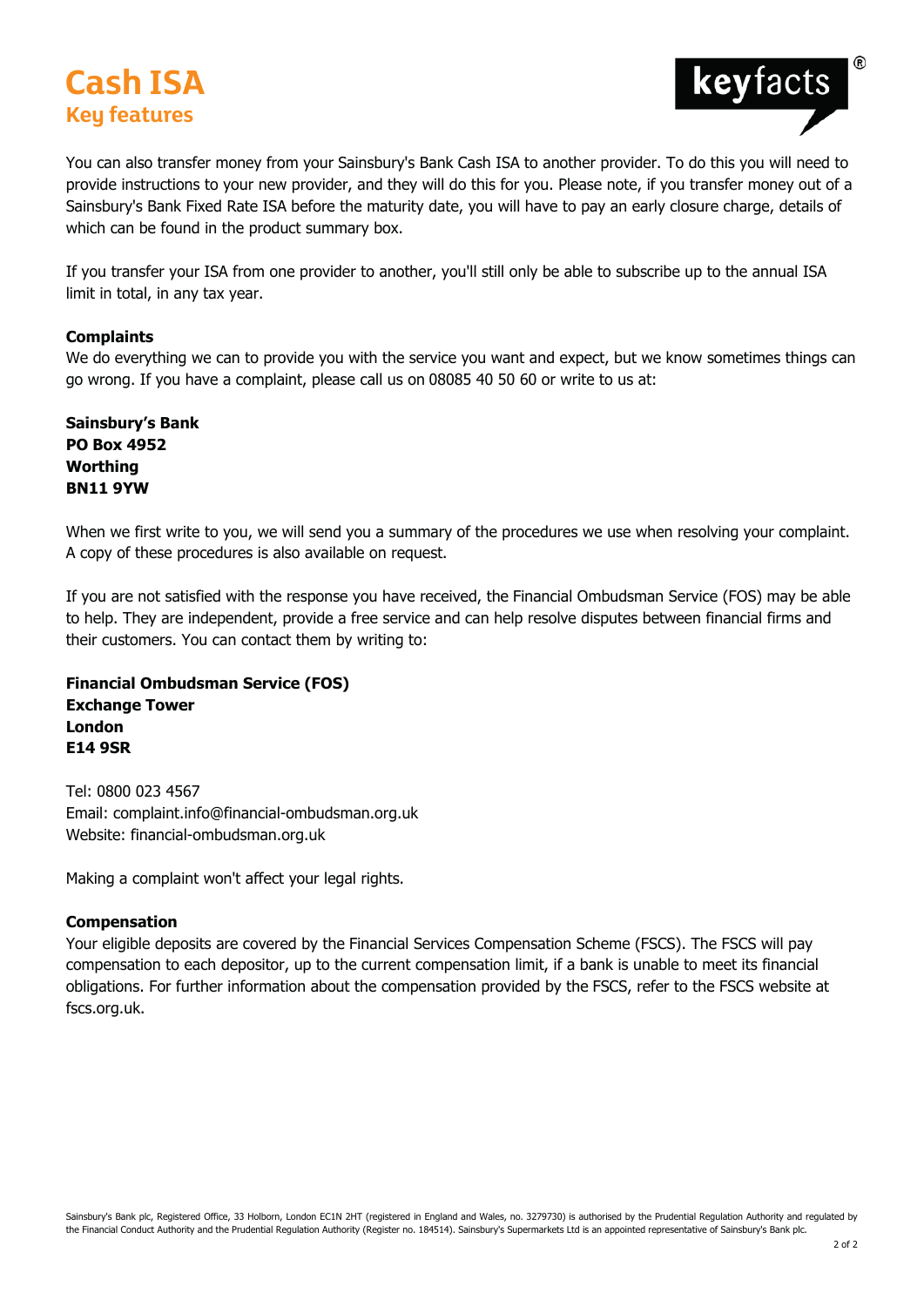# Cash ISA
## Key features

You can also transfer money from your Sainsbury's Bank Cash ISA to another provider. To do this you will need to provide instructions to your new provider, and they will do this for you. Please note, if you transfer money out of a Sainsbury's Bank Fixed Rate ISA before the maturity date, you will have to pay an early closure charge, details of which can be found in the product summary box.

If you transfer your ISA from one provider to another, you'll still only be able to subscribe up to the annual ISA limit in total, in any tax year.

### Complaints

We do everything we can to provide you with the service you want and expect, but we know sometimes things can go wrong. If you have a complaint, please call us on 08085 40 50 60 or write to us at:

**Sainsbury's Bank**
**PO Box 4952**
**Worthing**
**BN11 9YW**

When we first write to you, we will send you a summary of the procedures we use when resolving your complaint. A copy of these procedures is also available on request.

If you are not satisfied with the response you have received, the Financial Ombudsman Service (FOS) may be able to help. They are independent, provide a free service and can help resolve disputes between financial firms and their customers. You can contact them by writing to:

**Financial Ombudsman Service (FOS)**
**Exchange Tower**
**London**
**E14 9SR**

Tel: 0800 023 4567
Email: complaint.info@financial-ombudsman.org.uk
Website: financial-ombudsman.org.uk

Making a complaint won't affect your legal rights.

### Compensation

Your eligible deposits are covered by the Financial Services Compensation Scheme (FSCS). The FSCS will pay compensation to each depositor, up to the current compensation limit, if a bank is unable to meet its financial obligations. For further information about the compensation provided by the FSCS, refer to the FSCS website at fscs.org.uk.

Sainsbury's Bank plc, Registered Office, 33 Holborn, London EC1N 2HT (registered in England and Wales, no. 3279730) is authorised by the Prudential Regulation Authority and regulated by the Financial Conduct Authority and the Prudential Regulation Authority (Register no. 184514). Sainsbury's Supermarkets Ltd is an appointed representative of Sainsbury's Bank plc.